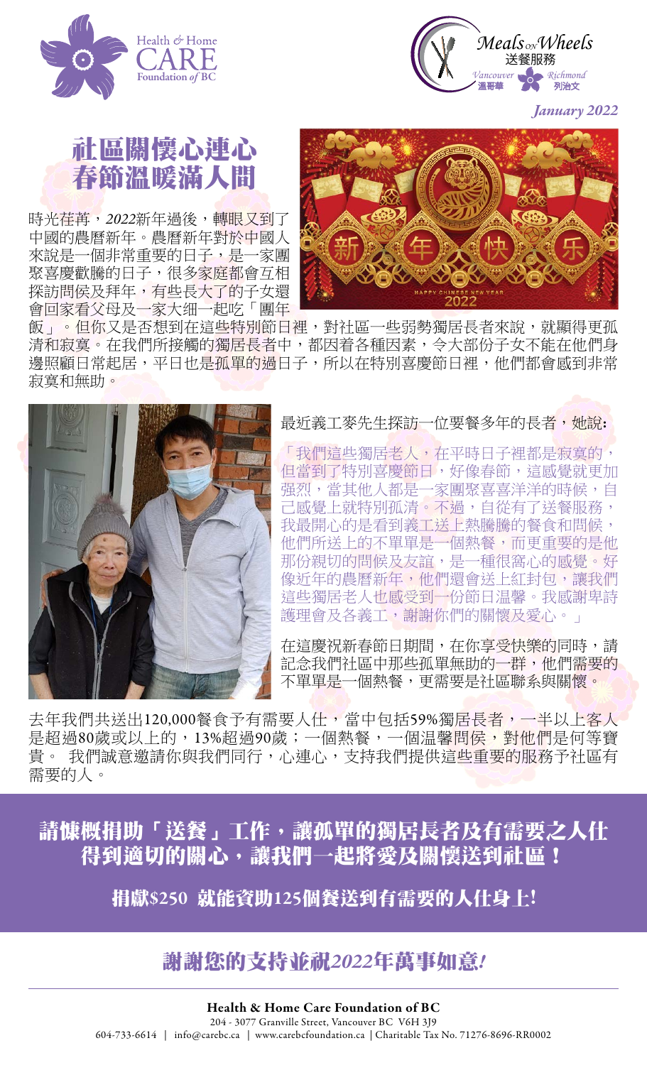Health & Home CARE Foundation of BC

Meals on Wheels 送餐服務
Vancouver 溫哥華 Richmond 列治文

*January 2022*

# 社區關懷心連心 春節溫暖滿人間

時光荏苒，*2022*新年過後，轉眼又到了中國的農曆新年。農曆新年對於中國人來說是一個非常重要的日子，是一家團聚喜慶歡騰的日子，很多家庭都會互相探訪問侯及拜年，有些長大了的子女還會回家看父母及一家大細一起吃「團年飯」。但你又是否想到在這些特別節日裡，對社區一些弱勢獨居長者來說，就顯得更孤清和寂寞。在我們所接觸的獨居長者中，都因着各種因素，令大部份子女不能在他們身邊照顧日常起居，平日也是孤單的過日子，所以在特別喜慶節日裡，他們都會感到非常寂寞和無助。

最近義工麥先生探訪一位要餐多年的長者，她說：

「我們這些獨居老人，在平時日子裡都是寂寞的，但當到了特別喜慶節日，好像春節，這感覺就更加强烈，當其他人都是一家團聚喜喜洋洋的時候，自己感覺上就特別孤清。不過，自從有了送餐服務，我最開心的是看到義工送上熱騰騰的餐食和問候，他們所送上的不單單是一個熱餐，而更重要的是他那份親切的問候及友誼，是一種很窩心的感覺。好像近年的農曆新年，他們還會送上紅封包，讓我們這些獨居老人也感受到一份節日温馨。我感謝卑詩護理會及各義工，謝謝你們的關懷及愛心。」

在這慶祝新春節日期間，在你享受快樂的同時，請記念我們社區中那些孤單無助的一群，他們需要的不單單是一個熱餐，更需要是社區聯系與關懷。

去年我們共送出120,000餐食予有需要人仕，當中包括59%獨居長者，一半以上客人是超過80歲或以上的，13%超過90歲；一個熱餐，一個温馨問侯，對他們是何等寶貴。 我們誠意邀請你與我們同行，心連心，支持我們提供這些重要的服務予社區有需要的人。

## 請慷概捐助「送餐」工作，讓孤單的獨居長者及有需要之人仕得到適切的關心，讓我們一起将愛及關懷送到社區！

### 捐獻$250 就能資助125個餐送到有需要的人仕身上!

## 謝謝您的支持並祝*2022*年萬事如意*!*

**Health & Home Care Foundation of BC**
204 - 3077 Granville Street, Vancouver BC V6H 3J9
604-733-6614 | info@carebc.ca | www.carebcfoundation.ca | Charitable Tax No. 71276-8696-RR0002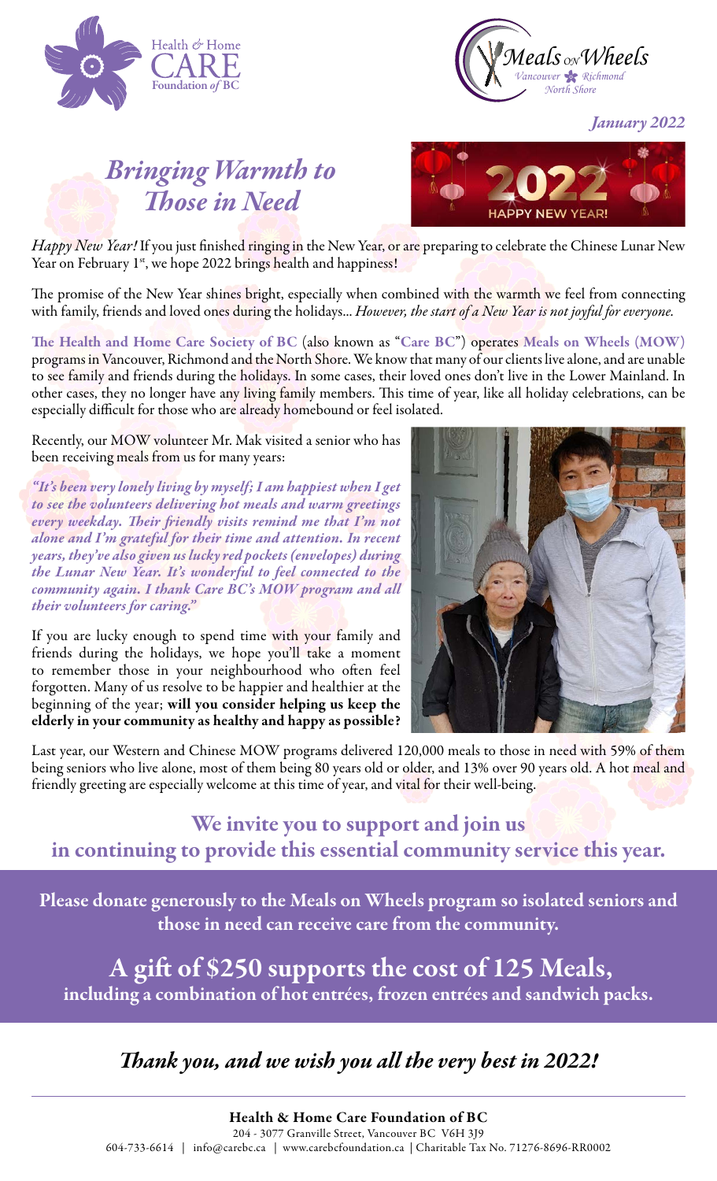Health & Home CARE Foundation of BC

Meals on Wheels Vancouver Richmond North Shore

*January 2022*

# *Bringing Warmth to Those in Need*

2022 HAPPY NEW YEAR!

*Happy New Year!* If you just finished ringing in the New Year, or are preparing to celebrate the Chinese Lunar New Year on February 1st, we hope 2022 brings health and happiness!

The promise of the New Year shines bright, especially when combined with the warmth we feel from connecting with family, friends and loved ones during the holidays... *However, the start of a New Year is not joyful for everyone.*

**The Health and Home Care Society of BC** (also known as "**Care BC**") operates **Meals on Wheels (MOW)** programs in Vancouver, Richmond and the North Shore. We know that many of our clients live alone, and are unable to see family and friends during the holidays. In some cases, their loved ones don't live in the Lower Mainland. In other cases, they no longer have any living family members. This time of year, like all holiday celebrations, can be especially difficult for those who are already homebound or feel isolated.

Recently, our MOW volunteer Mr. Mak visited a senior who has been receiving meals from us for many years:

***"It's been very lonely living by myself; I am happiest when I get to see the volunteers delivering hot meals and warm greetings every weekday. Their friendly visits remind me that I'm not alone and I'm grateful for their time and attention. In recent years, they've also given us lucky red pockets (envelopes) during the Lunar New Year. It's wonderful to feel connected to the community again. I thank Care BC's MOW program and all their volunteers for caring."***

If you are lucky enough to spend time with your family and friends during the holidays, we hope you'll take a moment to remember those in your neighbourhood who often feel forgotten. Many of us resolve to be happier and healthier at the beginning of the year; **will you consider helping us keep the elderly in your community as healthy and happy as possible?**

Last year, our Western and Chinese MOW programs delivered 120,000 meals to those in need with 59% of them being seniors who live alone, most of them being 80 years old or older, and 13% over 90 years old. A hot meal and friendly greeting are especially welcome at this time of year, and vital for their well-being.

## We invite you to support and join us in continuing to provide this essential community service this year.

**Please donate generously to the Meals on Wheels program so isolated seniors and those in need can receive care from the community.**

## A gift of $250 supports the cost of 125 Meals,

**including a combination of hot entrées, frozen entrées and sandwich packs.**

## *Thank you, and we wish you all the very best in 2022!*

**Health & Home Care Foundation of BC**
204 - 3077 Granville Street, Vancouver BC V6H 3J9
604-733-6614 | info@carebc.ca | www.carebcfoundation.ca | Charitable Tax No. 71276-8696-RR0002